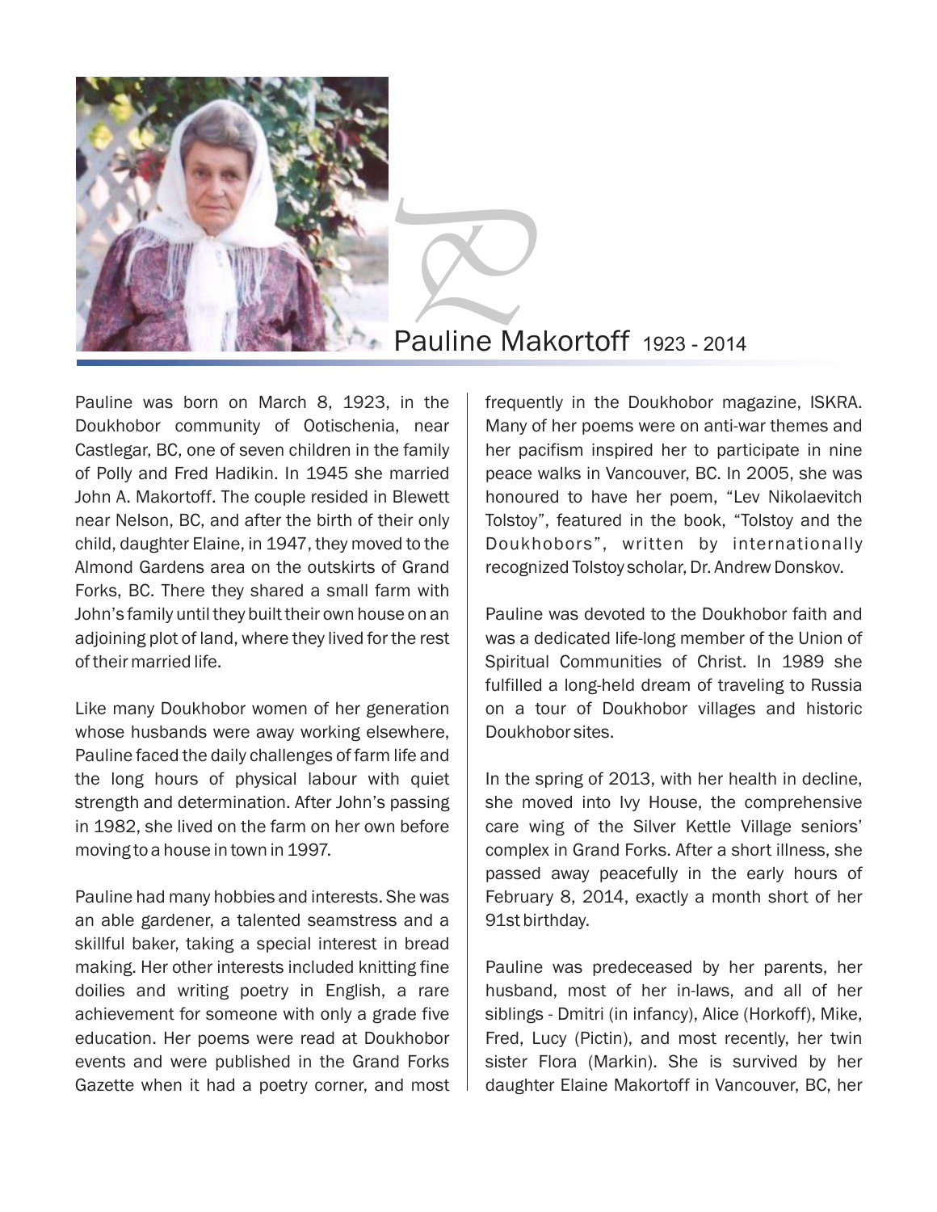# Pauline Makortoff 1923 - 2014

Pauline was born on March 8, 1923, in the Doukhobor community of Ootischenia, near Castlegar, BC, one of seven children in the family of Polly and Fred Hadikin. In 1945 she married John A. Makortoff. The couple resided in Blewett near Nelson, BC, and after the birth of their only child, daughter Elaine, in 1947, they moved to the Almond Gardens area on the outskirts of Grand Forks, BC. There they shared a small farm with John's family until they built their own house on an adjoining plot of land, where they lived for the rest of their married life.

Like many Doukhobor women of her generation whose husbands were away working elsewhere, Pauline faced the daily challenges of farm life and the long hours of physical labour with quiet strength and determination. After John's passing in 1982, she lived on the farm on her own before moving to a house in town in 1997.

Pauline had many hobbies and interests. She was an able gardener, a talented seamstress and a skillful baker, taking a special interest in bread making. Her other interests included knitting fine doilies and writing poetry in English, a rare achievement for someone with only a grade five education. Her poems were read at Doukhobor events and were published in the Grand Forks Gazette when it had a poetry corner, and most frequently in the Doukhobor magazine, ISKRA. Many of her poems were on anti-war themes and her pacifism inspired her to participate in nine peace walks in Vancouver, BC. In 2005, she was honoured to have her poem, "Lev Nikolaevitch Tolstoy", featured in the book, "Tolstoy and the Doukhobors", written by internationally recognized Tolstoy scholar, Dr. Andrew Donskov.

Pauline was devoted to the Doukhobor faith and was a dedicated life-long member of the Union of Spiritual Communities of Christ. In 1989 she fulfilled a long-held dream of traveling to Russia on a tour of Doukhobor villages and historic Doukhobor sites.

In the spring of 2013, with her health in decline, she moved into Ivy House, the comprehensive care wing of the Silver Kettle Village seniors' complex in Grand Forks. After a short illness, she passed away peacefully in the early hours of February 8, 2014, exactly a month short of her 91st birthday.

Pauline was predeceased by her parents, her husband, most of her in-laws, and all of her siblings - Dmitri (in infancy), Alice (Horkoff), Mike, Fred, Lucy (Pictin), and most recently, her twin sister Flora (Markin). She is survived by her daughter Elaine Makortoff in Vancouver, BC, her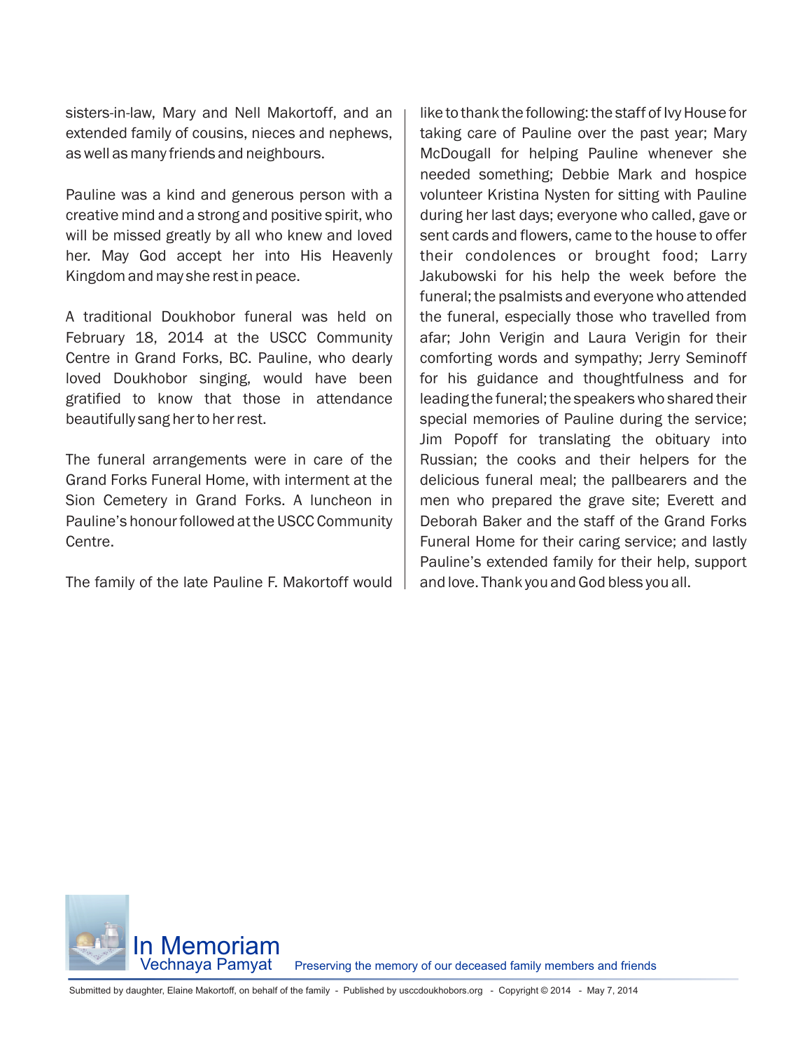sisters-in-law, Mary and Nell Makortoff, and an extended family of cousins, nieces and nephews, as well as many friends and neighbours.

Pauline was a kind and generous person with a creative mind and a strong and positive spirit, who will be missed greatly by all who knew and loved her. May God accept her into His Heavenly Kingdom and may she rest in peace.

A traditional Doukhobor funeral was held on February 18, 2014 at the USCC Community Centre in Grand Forks, BC. Pauline, who dearly loved Doukhobor singing, would have been gratified to know that those in attendance beautifully sang her to her rest.

The funeral arrangements were in care of the Grand Forks Funeral Home, with interment at the Sion Cemetery in Grand Forks. A luncheon in Pauline's honour followed at the USCC Community Centre.

The family of the late Pauline F. Makortoff would like to thank the following: the staff of Ivy House for taking care of Pauline over the past year; Mary McDougall for helping Pauline whenever she needed something; Debbie Mark and hospice volunteer Kristina Nysten for sitting with Pauline during her last days; everyone who called, gave or sent cards and flowers, came to the house to offer their condolences or brought food; Larry Jakubowski for his help the week before the funeral; the psalmists and everyone who attended the funeral, especially those who travelled from afar; John Verigin and Laura Verigin for their comforting words and sympathy; Jerry Seminoff for his guidance and thoughtfulness and for leading the funeral; the speakers who shared their special memories of Pauline during the service; Jim Popoff for translating the obituary into Russian; the cooks and their helpers for the delicious funeral meal; the pallbearers and the men who prepared the grave site; Everett and Deborah Baker and the staff of the Grand Forks Funeral Home for their caring service; and lastly Pauline's extended family for their help, support and love. Thank you and God bless you all.

In Memoriam
Vechnaya Pamyat
Preserving the memory of our deceased family members and friends

Submitted by daughter, Elaine Makortoff, on behalf of the family - Published by usccdoukhobors.org - Copyright © 2014 - May 7, 2014